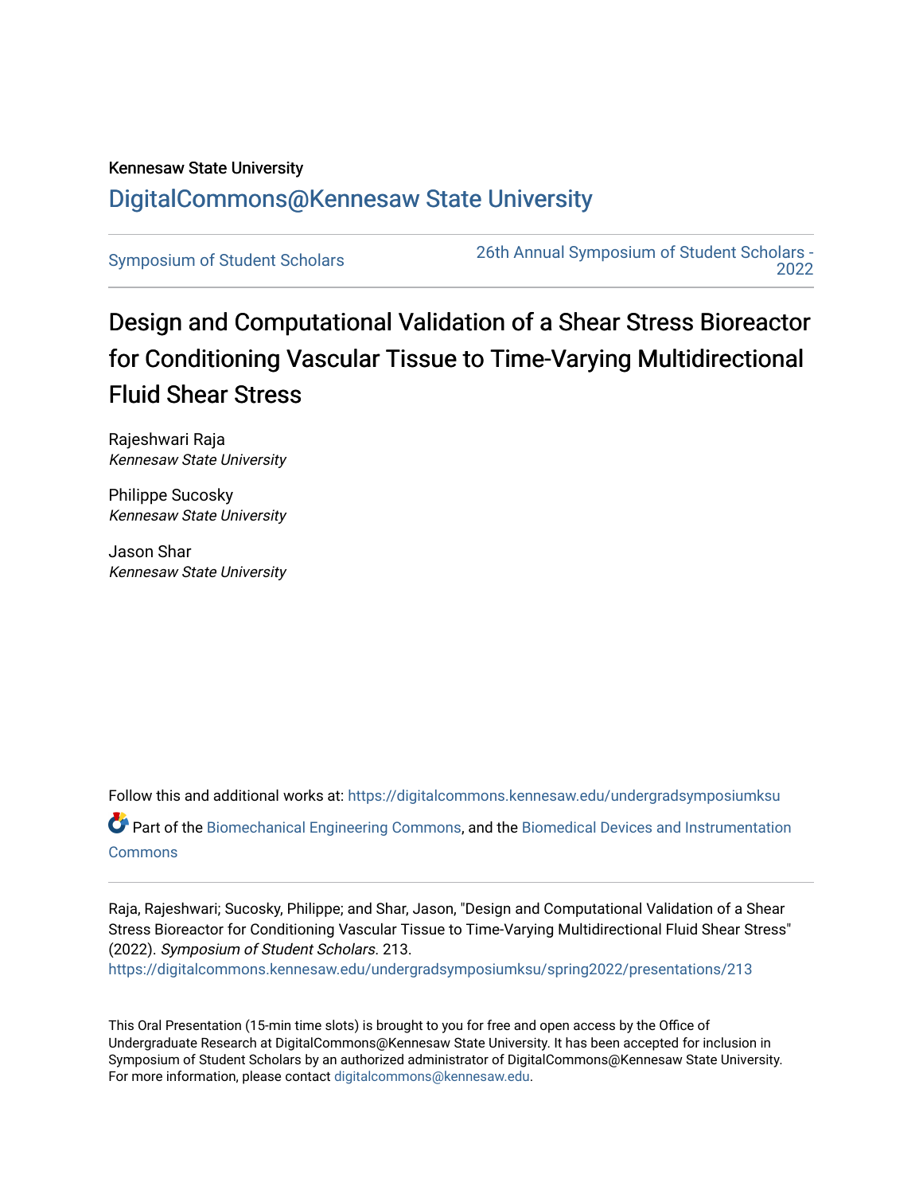Kennesaw State University

DigitalCommons@Kennesaw State University

Symposium of Student Scholars

26th Annual Symposium of Student Scholars - 2022

# Design and Computational Validation of a Shear Stress Bioreactor for Conditioning Vascular Tissue to Time-Varying Multidirectional Fluid Shear Stress

Rajeshwari Raja
*Kennesaw State University*

Philippe Sucosky
*Kennesaw State University*

Jason Shar
*Kennesaw State University*

Follow this and additional works at: https://digitalcommons.kennesaw.edu/undergradsymposiumksu

Part of the Biomechanical Engineering Commons, and the Biomedical Devices and Instrumentation Commons

Raja, Rajeshwari; Sucosky, Philippe; and Shar, Jason, "Design and Computational Validation of a Shear Stress Bioreactor for Conditioning Vascular Tissue to Time-Varying Multidirectional Fluid Shear Stress" (2022). *Symposium of Student Scholars*. 213.
https://digitalcommons.kennesaw.edu/undergradsymposiumksu/spring2022/presentations/213

This Oral Presentation (15-min time slots) is brought to you for free and open access by the Office of Undergraduate Research at DigitalCommons@Kennesaw State University. It has been accepted for inclusion in Symposium of Student Scholars by an authorized administrator of DigitalCommons@Kennesaw State University. For more information, please contact digitalcommons@kennesaw.edu.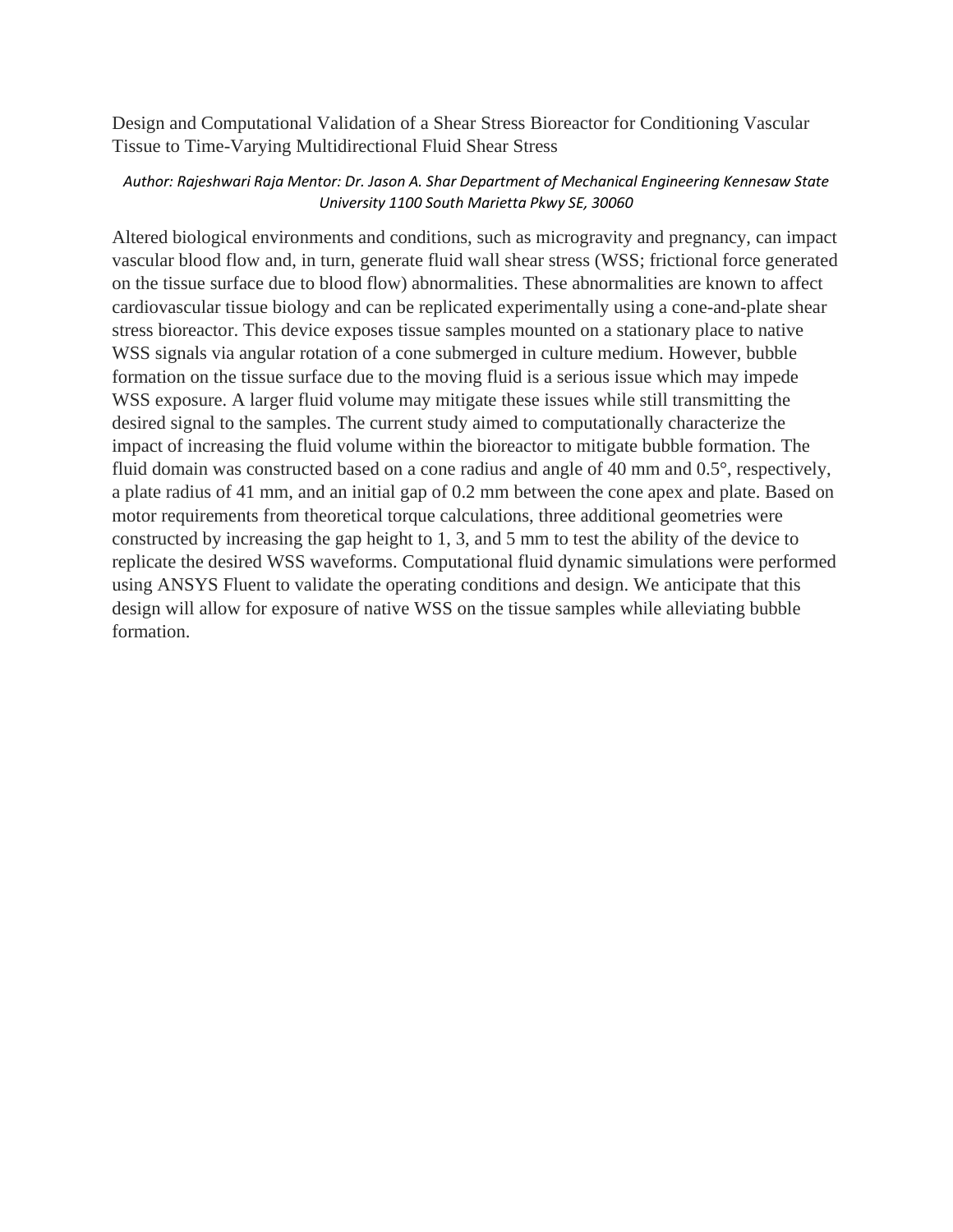# Design and Computational Validation of a Shear Stress Bioreactor for Conditioning Vascular Tissue to Time-Varying Multidirectional Fluid Shear Stress

*Author: Rajeshwari Raja Mentor: Dr. Jason A. Shar Department of Mechanical Engineering Kennesaw State University 1100 South Marietta Pkwy SE, 30060*

Altered biological environments and conditions, such as microgravity and pregnancy, can impact vascular blood flow and, in turn, generate fluid wall shear stress (WSS; frictional force generated on the tissue surface due to blood flow) abnormalities. These abnormalities are known to affect cardiovascular tissue biology and can be replicated experimentally using a cone-and-plate shear stress bioreactor. This device exposes tissue samples mounted on a stationary place to native WSS signals via angular rotation of a cone submerged in culture medium. However, bubble formation on the tissue surface due to the moving fluid is a serious issue which may impede WSS exposure. A larger fluid volume may mitigate these issues while still transmitting the desired signal to the samples. The current study aimed to computationally characterize the impact of increasing the fluid volume within the bioreactor to mitigate bubble formation. The fluid domain was constructed based on a cone radius and angle of 40 mm and 0.5°, respectively, a plate radius of 41 mm, and an initial gap of 0.2 mm between the cone apex and plate. Based on motor requirements from theoretical torque calculations, three additional geometries were constructed by increasing the gap height to 1, 3, and 5 mm to test the ability of the device to replicate the desired WSS waveforms. Computational fluid dynamic simulations were performed using ANSYS Fluent to validate the operating conditions and design. We anticipate that this design will allow for exposure of native WSS on the tissue samples while alleviating bubble formation.